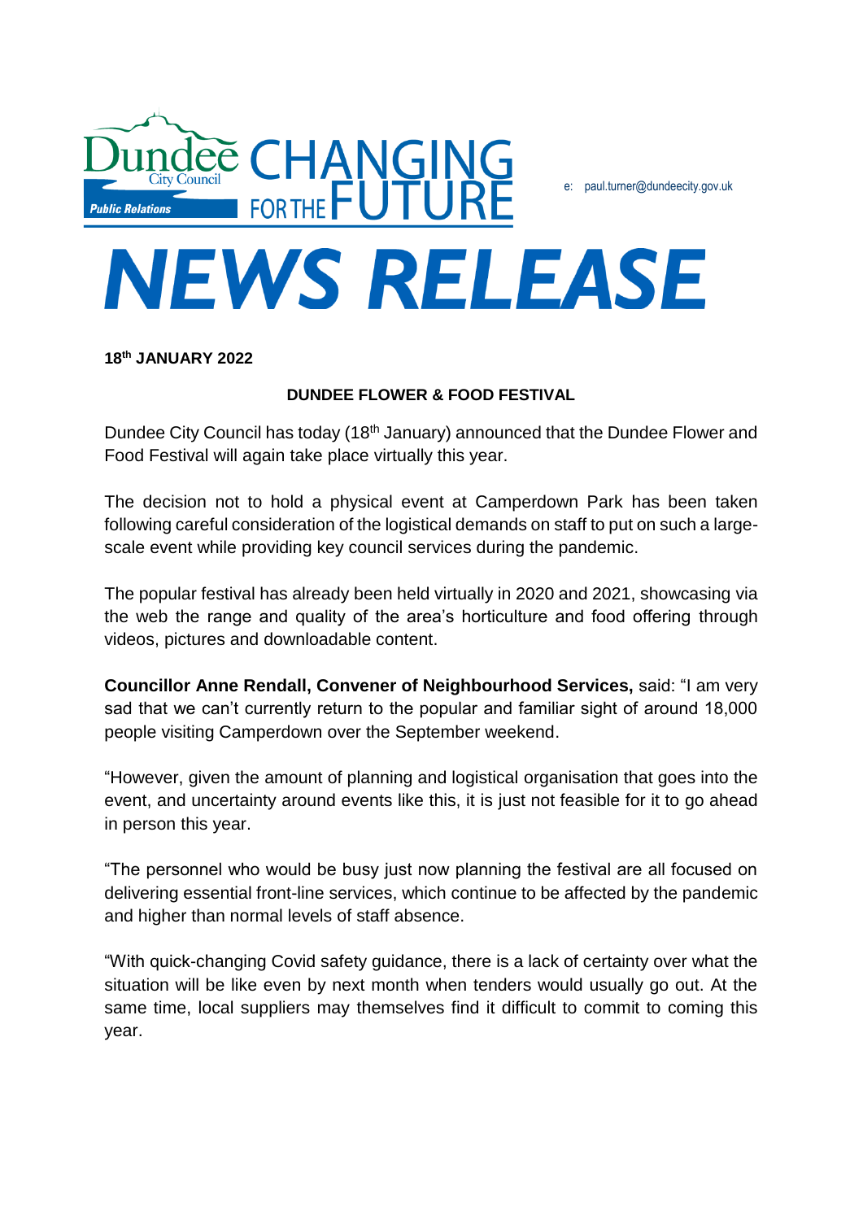Dundee City Council Public Relations — CHANGING FOR THE FUTURE

e: paul.turner@dundeecity.gov.uk

# NEWS RELEASE

**18th JANUARY 2022**

**DUNDEE FLOWER & FOOD FESTIVAL**

Dundee City Council has today (18th January) announced that the Dundee Flower and Food Festival will again take place virtually this year.

The decision not to hold a physical event at Camperdown Park has been taken following careful consideration of the logistical demands on staff to put on such a large-scale event while providing key council services during the pandemic.

The popular festival has already been held virtually in 2020 and 2021, showcasing via the web the range and quality of the area's horticulture and food offering through videos, pictures and downloadable content.

**Councillor Anne Rendall, Convener of Neighbourhood Services,** said: "I am very sad that we can't currently return to the popular and familiar sight of around 18,000 people visiting Camperdown over the September weekend.

"However, given the amount of planning and logistical organisation that goes into the event, and uncertainty around events like this, it is just not feasible for it to go ahead in person this year.

"The personnel who would be busy just now planning the festival are all focused on delivering essential front-line services, which continue to be affected by the pandemic and higher than normal levels of staff absence.

"With quick-changing Covid safety guidance, there is a lack of certainty over what the situation will be like even by next month when tenders would usually go out. At the same time, local suppliers may themselves find it difficult to commit to coming this year.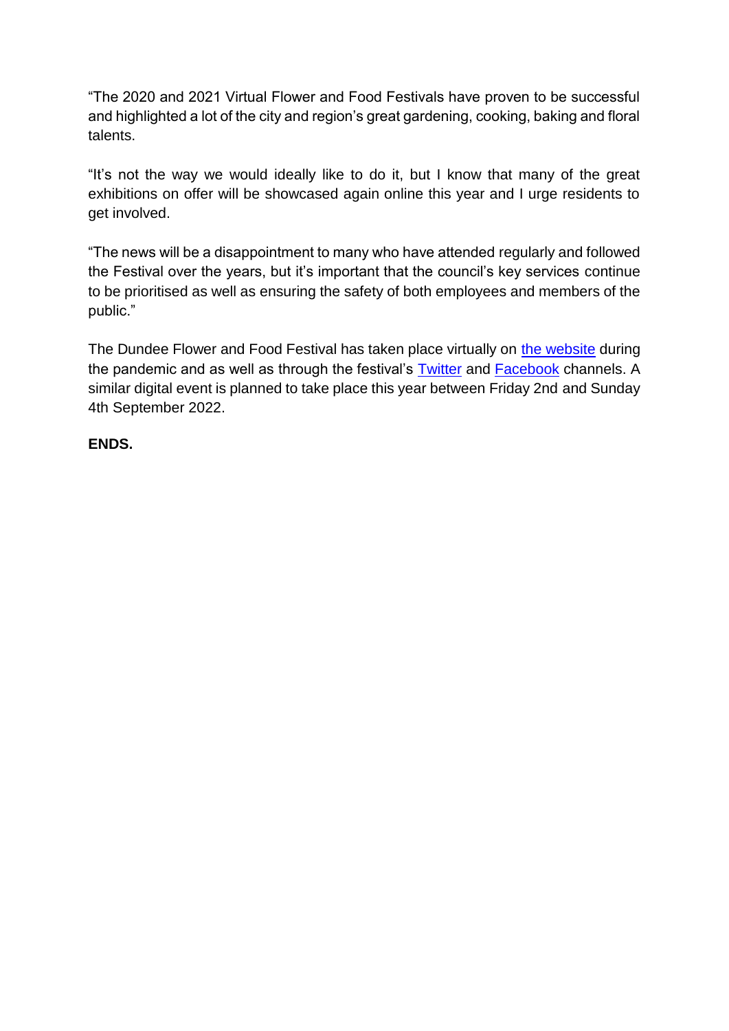"The 2020 and 2021 Virtual Flower and Food Festivals have proven to be successful and highlighted a lot of the city and region's great gardening, cooking, baking and floral talents.

"It's not the way we would ideally like to do it, but I know that many of the great exhibitions on offer will be showcased again online this year and I urge residents to get involved.

"The news will be a disappointment to many who have attended regularly and followed the Festival over the years, but it's important that the council's key services continue to be prioritised as well as ensuring the safety of both employees and members of the public."

The Dundee Flower and Food Festival has taken place virtually on the website during the pandemic and as well as through the festival's Twitter and Facebook channels. A similar digital event is planned to take place this year between Friday 2nd and Sunday 4th September 2022.

**ENDS.**